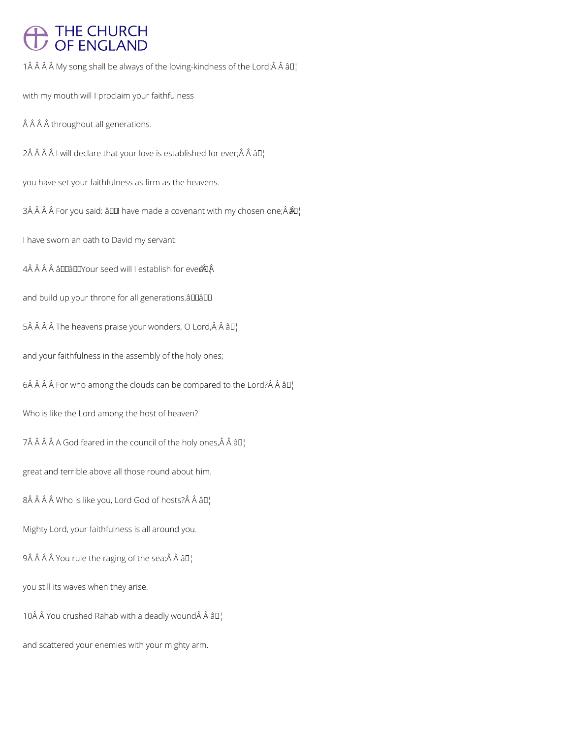1Â Â Â Â My song shall be always of the loving-kindness of the Lord:Â Â â¦

with my mouth will I proclaim your faithfulness

Â Â Â Â throughout all generations.

2Â Â Â Â I will declare that your love is established for ever;Â Â â¦

you have set your faithfulness as firm as the heavens.

3Â Â Â Â For you said: âI have made a covenant with my chosen one;Â â¦

I have sworn an oath to David my servant:

4Â Â Â Â ââYour seed will I establish for everâ¦Â

and build up your throne for all generations.ââ

5Â Â Â Â The heavens praise your wonders, O Lord,Â Â â¦

and your faithfulness in the assembly of the holy ones;

6Â Â Â Â For who among the clouds can be compared to the Lord?Â Â â¦

Who is like the Lord among the host of heaven?

7Â Â Â Â A God feared in the council of the holy ones,Â Â â¦

great and terrible above all those round about him.

8Â Â Â Â Who is like you, Lord God of hosts?Â Â â¦

Mighty Lord, your faithfulness is all around you.

9Â Â Â Â You rule the raging of the sea;Â Â â¦

you still its waves when they arise.

10Â Â You crushed Rahab with a deadly woundÂ Â â¦

and scattered your enemies with your mighty arm.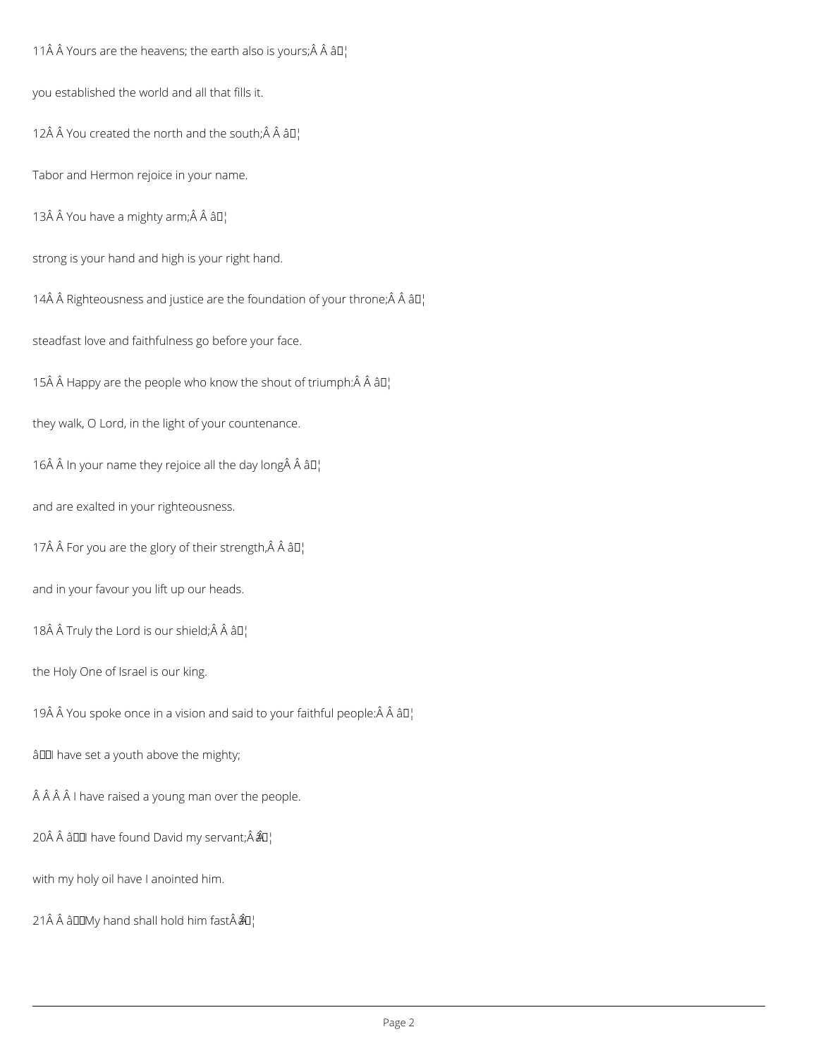11 Yours are the heavens; the earth also is yours;

you established the world and all that fills it.

12 You created the north and the south;

Tabor and Hermon rejoice in your name.

13 You have a mighty arm;

strong is your hand and high is your right hand.

14 Righteousness and justice are the foundation of your throne;

steadfast love and faithfulness go before your face.

15 Happy are the people who know the shout of triumph:

they walk, O Lord, in the light of your countenance.

16 In your name they rejoice all the day long

and are exalted in your righteousness.

17 For you are the glory of their strength,

and in your favour you lift up our heads.

18 Truly the Lord is our shield;

the Holy One of Israel is our king.

19 You spoke once in a vision and said to your faithful people:

‘I have set a youth above the mighty;

I have raised a young man over the people.

20 ‘I have found David my servant;

with my holy oil have I anointed him.

21 ‘My hand shall hold him fast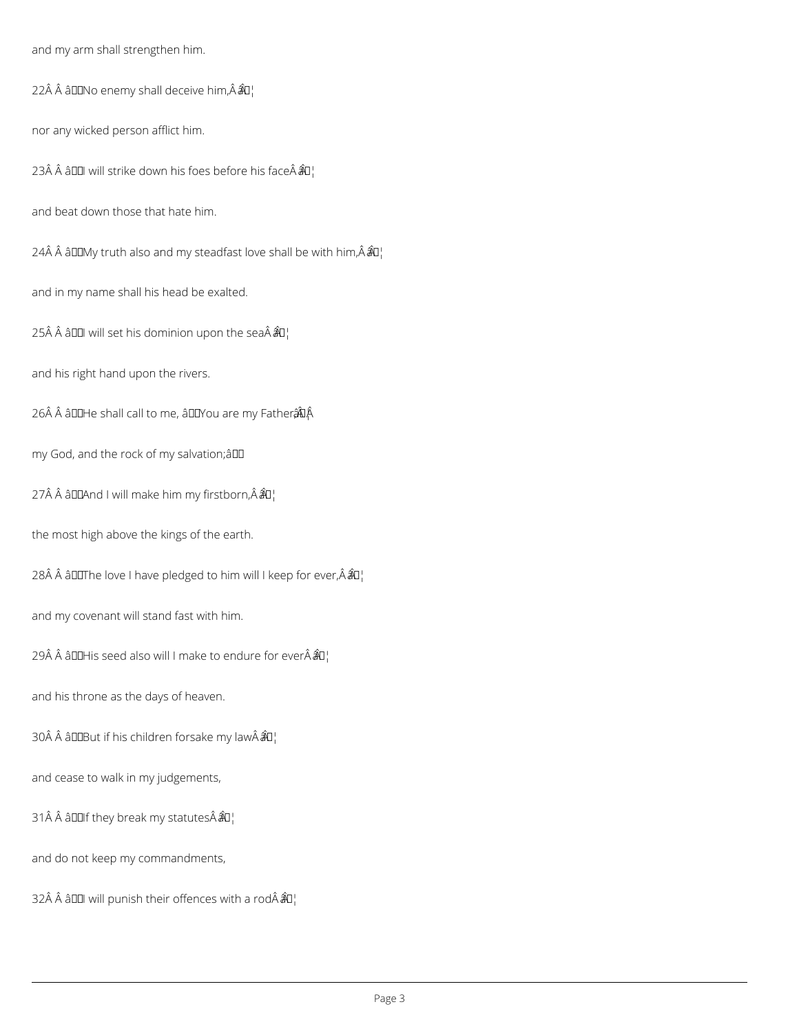and my arm shall strengthen him.

22 No enemy shall deceive him,

nor any wicked person afflict him.

23 I will strike down his foes before his face

and beat down those that hate him.

24 My truth also and my steadfast love shall be with him,

and in my name shall his head be exalted.

25 I will set his dominion upon the sea

and his right hand upon the rivers.

26 He shall call to me, ‘You are my Father,

my God, and the rock of my salvation;’

27 And I will make him my firstborn,

the most high above the kings of the earth.

28 The love I have pledged to him will I keep for ever,

and my covenant will stand fast with him.

29 His seed also will I make to endure for ever

and his throne as the days of heaven.

30 But if his children forsake my law

and cease to walk in my judgements,

31 If they break my statutes

and do not keep my commandments,

32 I will punish their offences with a rod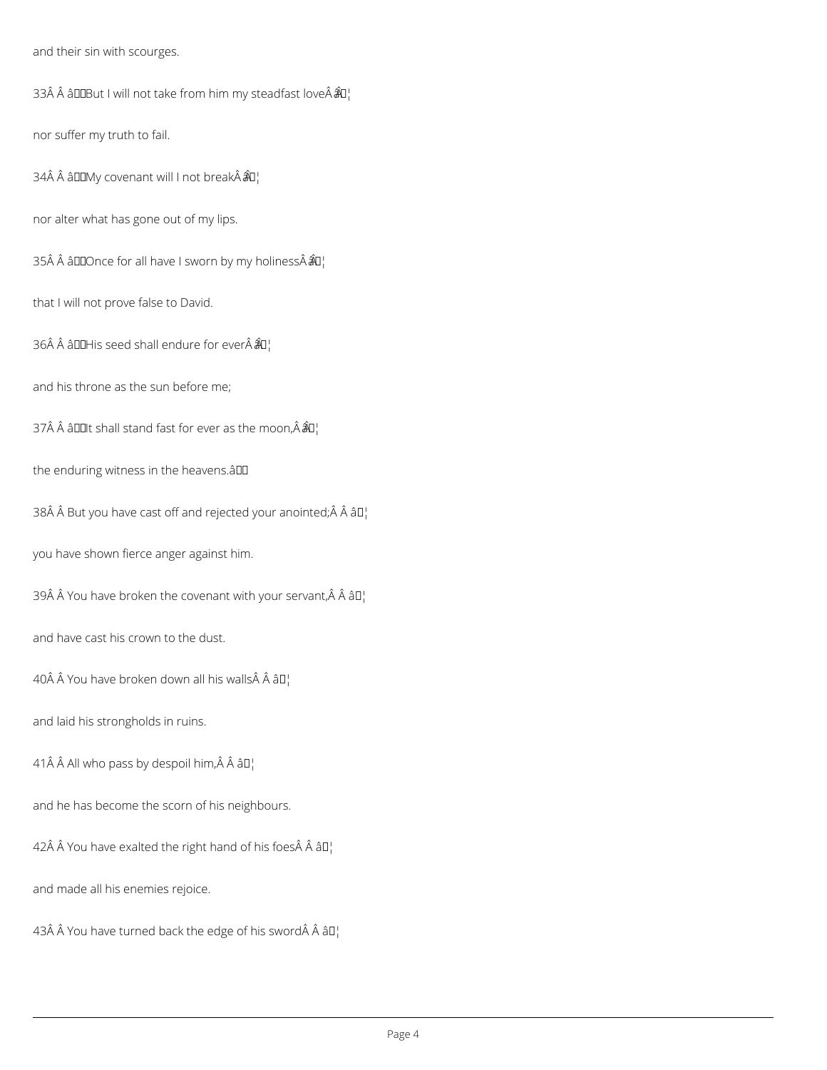and their sin with scourges.

33Â Â âBut I will not take from him my steadfast loveÂ â¦

nor suffer my truth to fail.

34Â Â âMy covenant will I not breakÂ â¦

nor alter what has gone out of my lips.

35Â Â âOnce for all have I sworn by my holinessÂ â¦

that I will not prove false to David.

36Â Â âHis seed shall endure for everÂ â¦

and his throne as the sun before me;

37Â Â âIt shall stand fast for ever as the moon,Â â¦

the enduring witness in the heavens.â

38Â Â But you have cast off and rejected your anointed;Â Â â¦

you have shown fierce anger against him.

39Â Â You have broken the covenant with your servant,Â Â â¦

and have cast his crown to the dust.

40Â Â You have broken down all his wallsÂ Â â¦

and laid his strongholds in ruins.

41Â Â All who pass by despoil him,Â Â â¦

and he has become the scorn of his neighbours.

42Â Â You have exalted the right hand of his foesÂ Â â¦

and made all his enemies rejoice.

43Â Â You have turned back the edge of his swordÂ Â â¦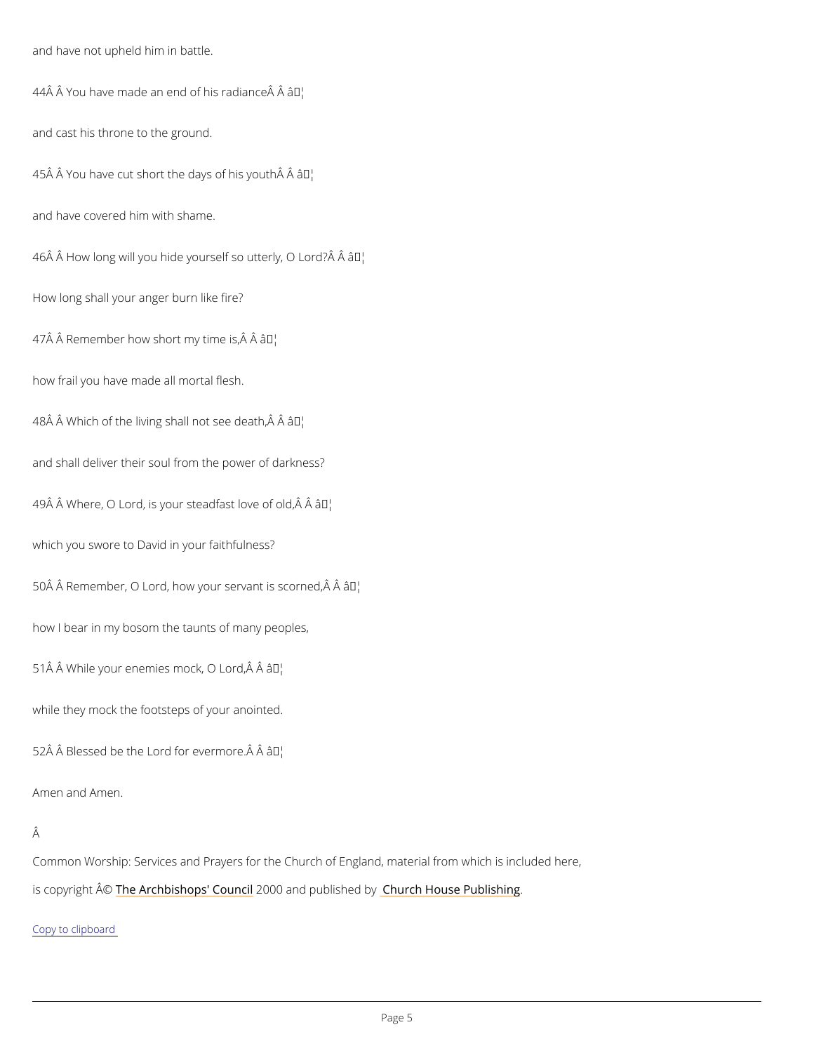and have not upheld him in battle.

44Â Â You have made an end of his radianceÂ Â â¦

and cast his throne to the ground.

45Â Â You have cut short the days of his youthÂ Â â¦

and have covered him with shame.

46Â Â How long will you hide yourself so utterly, O Lord?Â Â â¦

How long shall your anger burn like fire?

47Â Â Remember how short my time is,Â Â â¦

how frail you have made all mortal flesh.

48Â Â Which of the living shall not see death,Â Â â¦

and shall deliver their soul from the power of darkness?

49Â Â Where, O Lord, is your steadfast love of old,Â Â â¦

which you swore to David in your faithfulness?

50Â Â Remember, O Lord, how your servant is scorned,Â Â â¦

how I bear in my bosom the taunts of many peoples,

51Â Â While your enemies mock, O Lord,Â Â â¦

while they mock the footsteps of your anointed.

52Â Â Blessed be the Lord for evermore.Â Â â¦

Amen and Amen.

Â

Common Worship: Services and Prayers for the Church of England, material from which is included here,

is copyright Â© The Archbishops' Council 2000 and published by Church House Publishing.

Copy to clipboard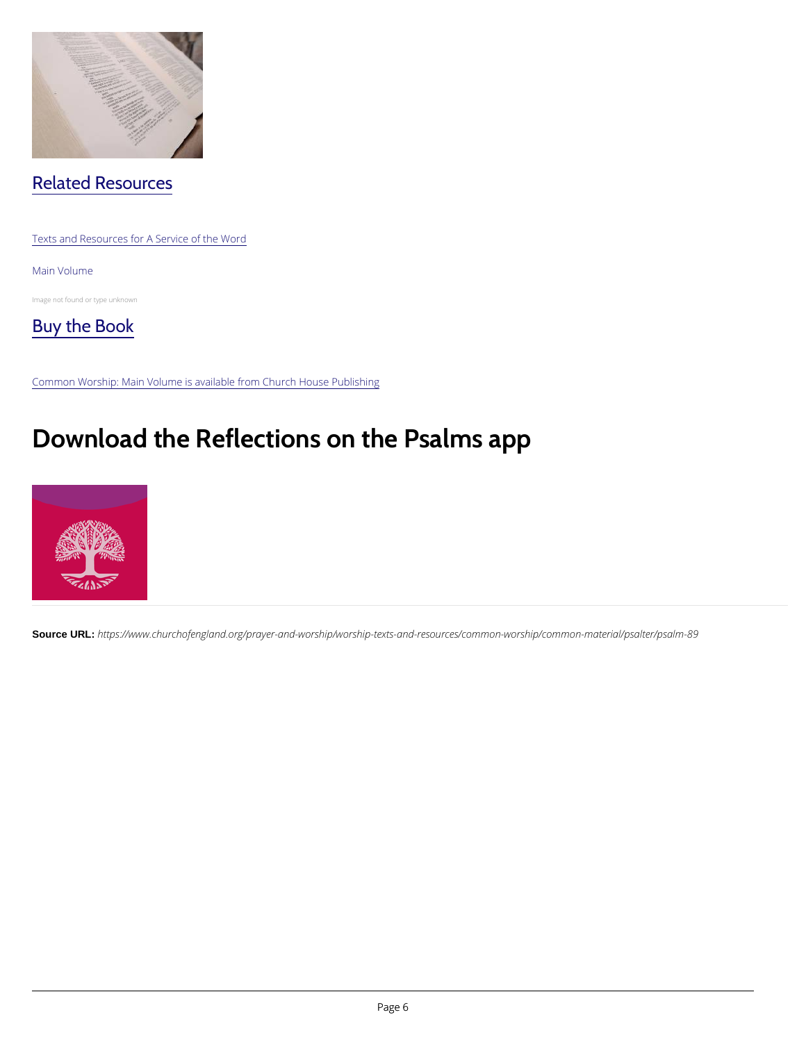## Related Resources

Texts and Resources for A Service of the Word

Main Volume

Image not found or type unknown

## Buy the Book

Common Worship: Main Volume is available from Church House Publishing

# Download the Reflections on the Psalms app

**Source URL:** https://www.churchofengland.org/prayer-and-worship/worship-texts-and-resources/common-worship/common-material/psalter/psalm-89